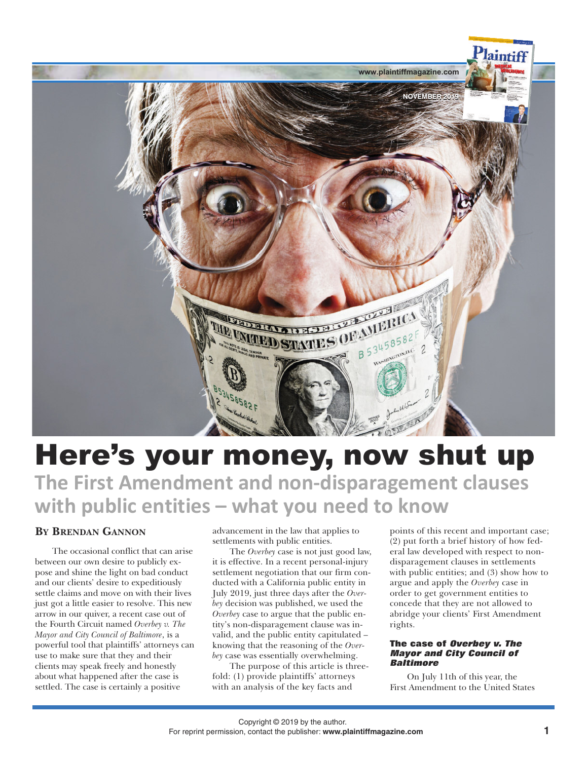# Here's your money, now shut up

## The First Amendment and non-disparagement clauses with public entities – what you need to know

**By Brendan Gannon**

The occasional conflict that can arise between our own desire to publicly expose and shine the light on bad conduct and our clients' desire to expeditiously settle claims and move on with their lives just got a little easier to resolve. This new arrow in our quiver, a recent case out of the Fourth Circuit named *Overbey v. The Mayor and City Council of Baltimore*, is a powerful tool that plaintiffs' attorneys can use to make sure that they and their clients may speak freely and honestly about what happened after the case is settled. The case is certainly a positive advancement in the law that applies to settlements with public entities.

The *Overbey* case is not just good law, it is effective. In a recent personal-injury settlement negotiation that our firm conducted with a California public entity in July 2019, just three days after the *Overbey* decision was published, we used the *Overbey* case to argue that the public entity's non-disparagement clause was invalid, and the public entity capitulated – knowing that the reasoning of the *Overbey* case was essentially overwhelming.

The purpose of this article is threefold: (1) provide plaintiffs' attorneys with an analysis of the key facts and points of this recent and important case; (2) put forth a brief history of how federal law developed with respect to non-disparagement clauses in settlements with public entities; and (3) show how to argue and apply the *Overbey* case in order to get government entities to concede that they are not allowed to abridge your clients' First Amendment rights.

### The case of *Overbey v. The Mayor and City Council of Baltimore*

On July 11th of this year, the First Amendment to the United States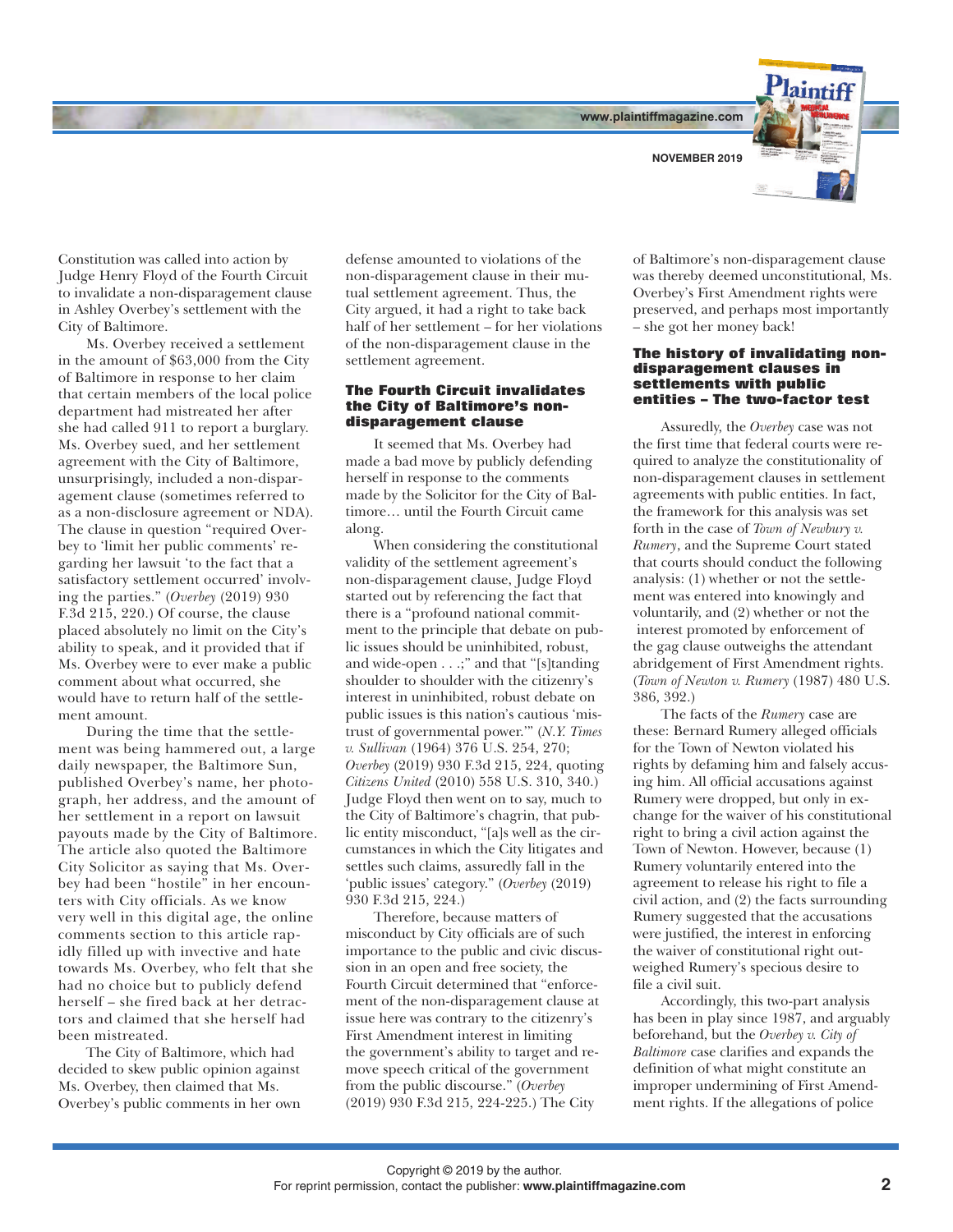Constitution was called into action by Judge Henry Floyd of the Fourth Circuit to invalidate a non-disparagement clause in Ashley Overbey's settlement with the City of Baltimore.

Ms. Overbey received a settlement in the amount of $63,000 from the City of Baltimore in response to her claim that certain members of the local police department had mistreated her after she had called 911 to report a burglary. Ms. Overbey sued, and her settlement agreement with the City of Baltimore, unsurprisingly, included a non-disparagement clause (sometimes referred to as a non-disclosure agreement or NDA). The clause in question "required Overbey to 'limit her public comments' regarding her lawsuit 'to the fact that a satisfactory settlement occurred' involving the parties." (*Overbey* (2019) 930 F.3d 215, 220.) Of course, the clause placed absolutely no limit on the City's ability to speak, and it provided that if Ms. Overbey were to ever make a public comment about what occurred, she would have to return half of the settlement amount.

During the time that the settlement was being hammered out, a large daily newspaper, the Baltimore Sun, published Overbey's name, her photograph, her address, and the amount of her settlement in a report on lawsuit payouts made by the City of Baltimore. The article also quoted the Baltimore City Solicitor as saying that Ms. Overbey had been "hostile" in her encounters with City officials. As we know very well in this digital age, the online comments section to this article rapidly filled up with invective and hate towards Ms. Overbey, who felt that she had no choice but to publicly defend herself – she fired back at her detractors and claimed that she herself had been mistreated.

The City of Baltimore, which had decided to skew public opinion against Ms. Overbey, then claimed that Ms. Overbey's public comments in her own defense amounted to violations of the non-disparagement clause in their mutual settlement agreement. Thus, the City argued, it had a right to take back half of her settlement – for her violations of the non-disparagement clause in the settlement agreement.

### The Fourth Circuit invalidates the City of Baltimore's non-disparagement clause

It seemed that Ms. Overbey had made a bad move by publicly defending herself in response to the comments made by the Solicitor for the City of Baltimore… until the Fourth Circuit came along.

When considering the constitutional validity of the settlement agreement's non-disparagement clause, Judge Floyd started out by referencing the fact that there is a "profound national commitment to the principle that debate on public issues should be uninhibited, robust, and wide-open . . .;" and that "[s]tanding shoulder to shoulder with the citizenry's interest in uninhibited, robust debate on public issues is this nation's cautious 'mistrust of governmental power.'" (*N.Y. Times v. Sullivan* (1964) 376 U.S. 254, 270; *Overbey* (2019) 930 F.3d 215, 224, quoting *Citizens United* (2010) 558 U.S. 310, 340.) Judge Floyd then went on to say, much to the City of Baltimore's chagrin, that public entity misconduct, "[a]s well as the circumstances in which the City litigates and settles such claims, assuredly fall in the 'public issues' category." (*Overbey* (2019) 930 F.3d 215, 224.)

Therefore, because matters of misconduct by City officials are of such importance to the public and civic discussion in an open and free society, the Fourth Circuit determined that "enforcement of the non-disparagement clause at issue here was contrary to the citizenry's First Amendment interest in limiting the government's ability to target and remove speech critical of the government from the public discourse." (*Overbey* (2019) 930 F.3d 215, 224-225.) The City of Baltimore's non-disparagement clause was thereby deemed unconstitutional, Ms. Overbey's First Amendment rights were preserved, and perhaps most importantly – she got her money back!

### The history of invalidating non-disparagement clauses in settlements with public entities – The two-factor test

Assuredly, the *Overbey* case was not the first time that federal courts were required to analyze the constitutionality of non-disparagement clauses in settlement agreements with public entities. In fact, the framework for this analysis was set forth in the case of *Town of Newbury v. Rumery*, and the Supreme Court stated that courts should conduct the following analysis: (1) whether or not the settlement was entered into knowingly and voluntarily, and (2) whether or not the interest promoted by enforcement of the gag clause outweighs the attendant abridgement of First Amendment rights. (*Town of Newton v. Rumery* (1987) 480 U.S. 386, 392.)

The facts of the *Rumery* case are these: Bernard Rumery alleged officials for the Town of Newton violated his rights by defaming him and falsely accusing him. All official accusations against Rumery were dropped, but only in exchange for the waiver of his constitutional right to bring a civil action against the Town of Newton. However, because (1) Rumery voluntarily entered into the agreement to release his right to file a civil action, and (2) the facts surrounding Rumery suggested that the accusations were justified, the interest in enforcing the waiver of constitutional right outweighed Rumery's specious desire to file a civil suit.

Accordingly, this two-part analysis has been in play since 1987, and arguably beforehand, but the *Overbey v. City of Baltimore* case clarifies and expands the definition of what might constitute an improper undermining of First Amendment rights. If the allegations of police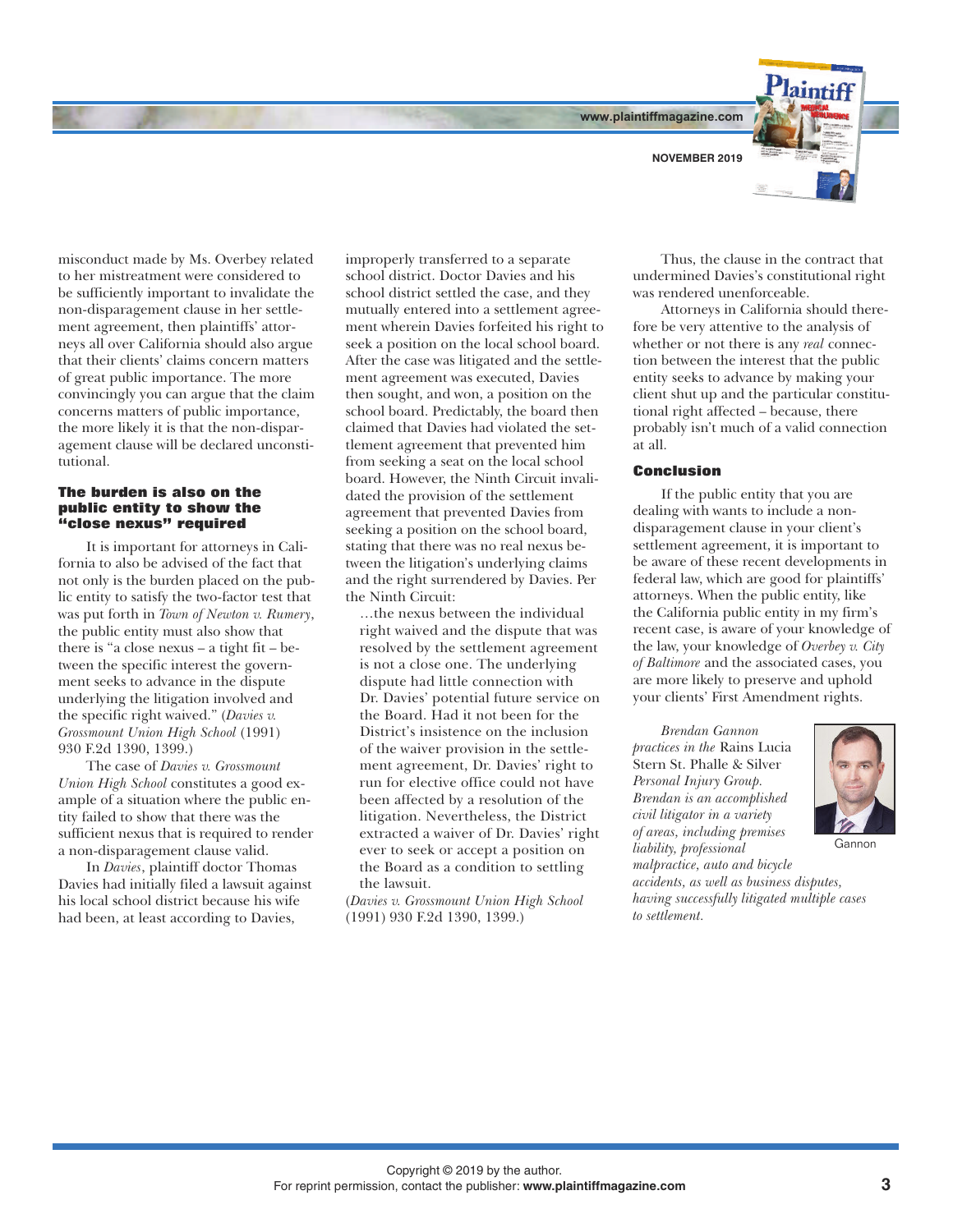misconduct made by Ms. Overbey related to her mistreatment were considered to be sufficiently important to invalidate the non-disparagement clause in her settlement agreement, then plaintiffs' attorneys all over California should also argue that their clients' claims concern matters of great public importance. The more convincingly you can argue that the claim concerns matters of public importance, the more likely it is that the non-disparagement clause will be declared unconstitutional.

### The burden is also on the public entity to show the "close nexus" required

It is important for attorneys in California to also be advised of the fact that not only is the burden placed on the public entity to satisfy the two-factor test that was put forth in *Town of Newton v. Rumery*, the public entity must also show that there is "a close nexus – a tight fit – between the specific interest the government seeks to advance in the dispute underlying the litigation involved and the specific right waived." (*Davies v. Grossmount Union High School* (1991) 930 F.2d 1390, 1399.)

The case of *Davies v. Grossmount Union High School* constitutes a good example of a situation where the public entity failed to show that there was the sufficient nexus that is required to render a non-disparagement clause valid.

In *Davies*, plaintiff doctor Thomas Davies had initially filed a lawsuit against his local school district because his wife had been, at least according to Davies, improperly transferred to a separate school district. Doctor Davies and his school district settled the case, and they mutually entered into a settlement agreement wherein Davies forfeited his right to seek a position on the local school board. After the case was litigated and the settlement agreement was executed, Davies then sought, and won, a position on the school board. Predictably, the board then claimed that Davies had violated the settlement agreement that prevented him from seeking a seat on the local school board. However, the Ninth Circuit invalidated the provision of the settlement agreement that prevented Davies from seeking a position on the school board, stating that there was no real nexus between the litigation's underlying claims and the right surrendered by Davies. Per the Ninth Circuit:

> …the nexus between the individual right waived and the dispute that was resolved by the settlement agreement is not a close one. The underlying dispute had little connection with Dr. Davies' potential future service on the Board. Had it not been for the District's insistence on the inclusion of the waiver provision in the settlement agreement, Dr. Davies' right to run for elective office could not have been affected by a resolution of the litigation. Nevertheless, the District extracted a waiver of Dr. Davies' right ever to seek or accept a position on the Board as a condition to settling the lawsuit.

(*Davies v. Grossmount Union High School* (1991) 930 F.2d 1390, 1399.)

Thus, the clause in the contract that undermined Davies's constitutional right was rendered unenforceable.

Attorneys in California should therefore be very attentive to the analysis of whether or not there is any *real* connection between the interest that the public entity seeks to advance by making your client shut up and the particular constitutional right affected – because, there probably isn't much of a valid connection at all.

### Conclusion

If the public entity that you are dealing with wants to include a non-disparagement clause in your client's settlement agreement, it is important to be aware of these recent developments in federal law, which are good for plaintiffs' attorneys. When the public entity, like the California public entity in my firm's recent case, is aware of your knowledge of the law, your knowledge of *Overbey v. City of Baltimore* and the associated cases, you are more likely to preserve and uphold your clients' First Amendment rights.

*Brendan Gannon practices in the* Rains Lucia Stern St. Phalle & Silver *Personal Injury Group. Brendan is an accomplished civil litigator in a variety of areas, including premises liability, professional malpractice, auto and bicycle accidents, as well as business disputes, having successfully litigated multiple cases to settlement.*

Gannon